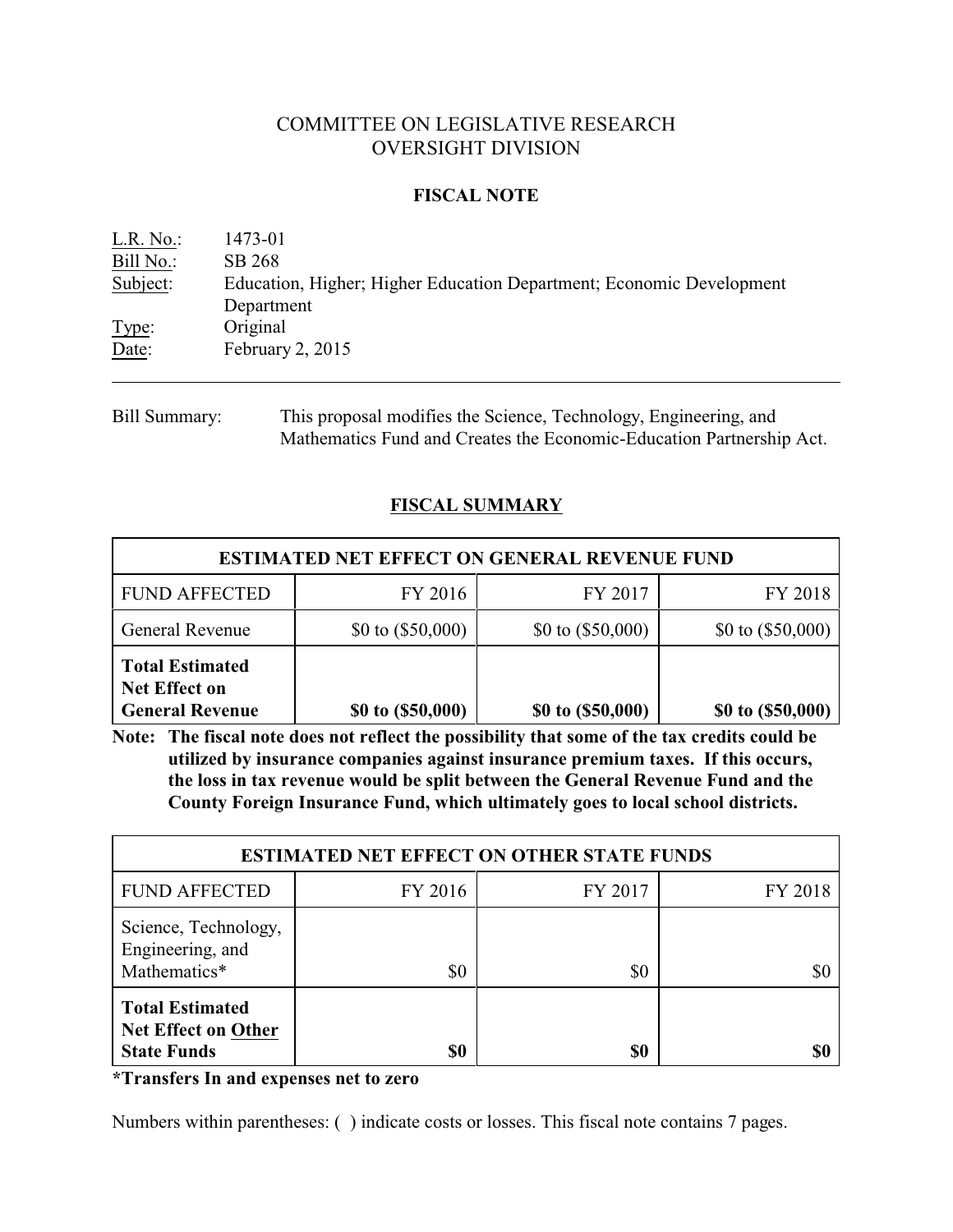# COMMITTEE ON LEGISLATIVE RESEARCH
# OVERSIGHT DIVISION

## FISCAL NOTE

L.R. No.: 1473-01
Bill No.: SB 268
Subject: Education, Higher; Higher Education Department; Economic Development Department
Type: Original
Date: February 2, 2015

---

Bill Summary: This proposal modifies the Science, Technology, Engineering, and Mathematics Fund and Creates the Economic-Education Partnership Act.

## FISCAL SUMMARY

| ESTIMATED NET EFFECT ON GENERAL REVENUE FUND | | | |
|---|---|---|---|
| FUND AFFECTED | FY 2016 | FY 2017 | FY 2018 |
| General Revenue | $0 to ($50,000) | $0 to ($50,000) | $0 to ($50,000) |
| **Total Estimated Net Effect on General Revenue** | **$0 to ($50,000)** | **$0 to ($50,000)** | **$0 to ($50,000)** |

**Note: The fiscal note does not reflect the possibility that some of the tax credits could be utilized by insurance companies against insurance premium taxes. If this occurs, the loss in tax revenue would be split between the General Revenue Fund and the County Foreign Insurance Fund, which ultimately goes to local school districts.**

| ESTIMATED NET EFFECT ON OTHER STATE FUNDS | | | |
|---|---|---|---|
| FUND AFFECTED | FY 2016 | FY 2017 | FY 2018 |
| Science, Technology, Engineering, and Mathematics* | $0 | $0 | $0 |
| **Total Estimated Net Effect on Other State Funds** | **$0** | **$0** | **$0** |

**\*Transfers In and expenses net to zero**

Numbers within parentheses: ( ) indicate costs or losses. This fiscal note contains 7 pages.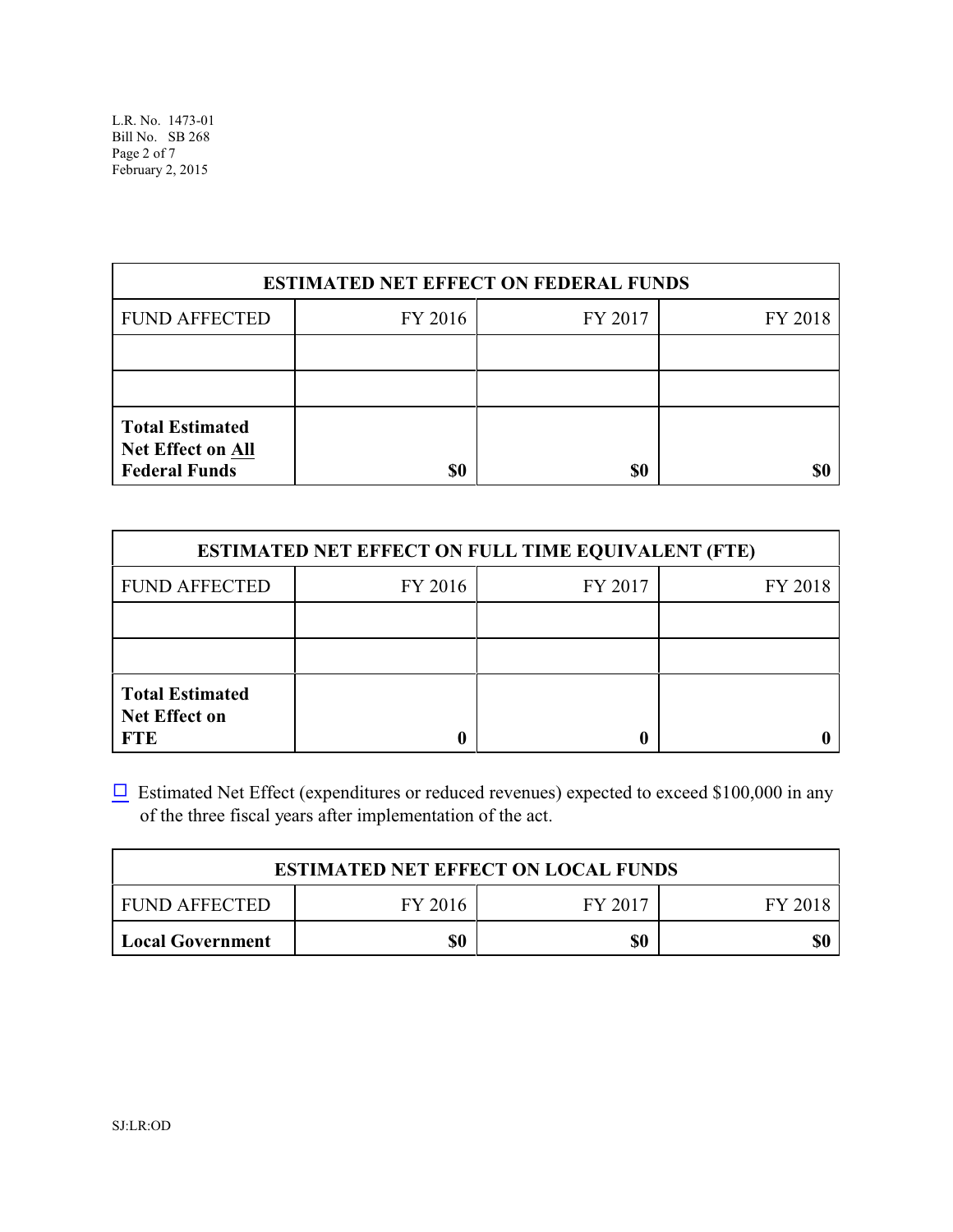| ESTIMATED NET EFFECT ON FEDERAL FUNDS | | | |
|---|---|---|---|
| FUND AFFECTED | FY 2016 | FY 2017 | FY 2018 |
| | | | |
| | | | |
| **Total Estimated Net Effect on All Federal Funds** | **$0** | **$0** | **$0** |

| ESTIMATED NET EFFECT ON FULL TIME EQUIVALENT (FTE) | | | |
|---|---|---|---|
| FUND AFFECTED | FY 2016 | FY 2017 | FY 2018 |
| | | | |
| | | | |
| **Total Estimated Net Effect on FTE** | **0** | **0** | **0** |

☐ Estimated Net Effect (expenditures or reduced revenues) expected to exceed $100,000 in any of the three fiscal years after implementation of the act.

| ESTIMATED NET EFFECT ON LOCAL FUNDS | | | |
|---|---|---|---|
| FUND AFFECTED | FY 2016 | FY 2017 | FY 2018 |
| **Local Government** | **$0** | **$0** | **$0** |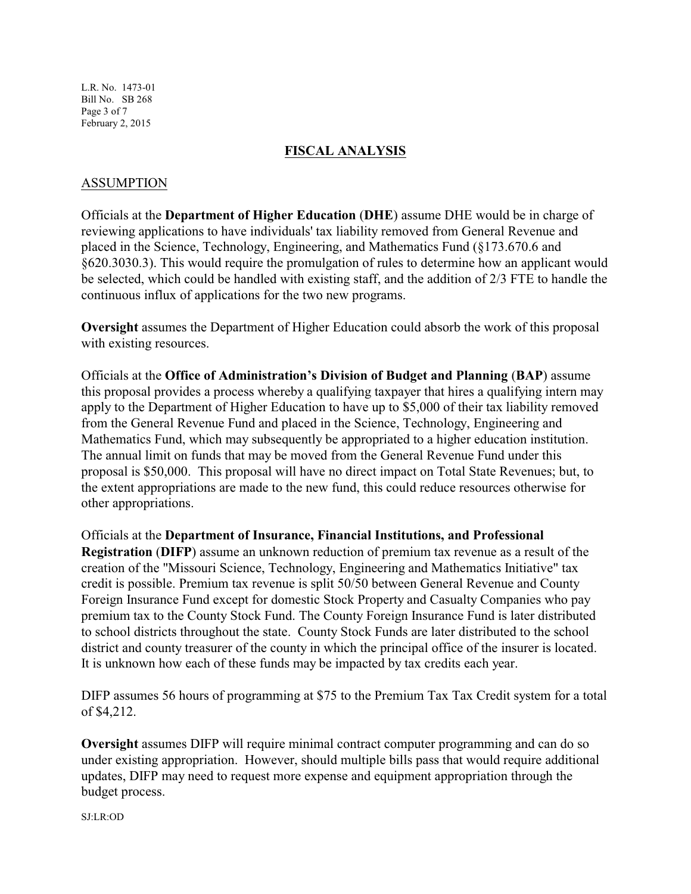## FISCAL ANALYSIS

### ASSUMPTION

Officials at the **Department of Higher Education** (**DHE**) assume DHE would be in charge of reviewing applications to have individuals' tax liability removed from General Revenue and placed in the Science, Technology, Engineering, and Mathematics Fund (§173.670.6 and §620.3030.3). This would require the promulgation of rules to determine how an applicant would be selected, which could be handled with existing staff, and the addition of 2/3 FTE to handle the continuous influx of applications for the two new programs.

**Oversight** assumes the Department of Higher Education could absorb the work of this proposal with existing resources.

Officials at the **Office of Administration's Division of Budget and Planning** (**BAP**) assume this proposal provides a process whereby a qualifying taxpayer that hires a qualifying intern may apply to the Department of Higher Education to have up to $5,000 of their tax liability removed from the General Revenue Fund and placed in the Science, Technology, Engineering and Mathematics Fund, which may subsequently be appropriated to a higher education institution. The annual limit on funds that may be moved from the General Revenue Fund under this proposal is $50,000. This proposal will have no direct impact on Total State Revenues; but, to the extent appropriations are made to the new fund, this could reduce resources otherwise for other appropriations.

Officials at the **Department of Insurance, Financial Institutions, and Professional Registration** (**DIFP**) assume an unknown reduction of premium tax revenue as a result of the creation of the "Missouri Science, Technology, Engineering and Mathematics Initiative" tax credit is possible. Premium tax revenue is split 50/50 between General Revenue and County Foreign Insurance Fund except for domestic Stock Property and Casualty Companies who pay premium tax to the County Stock Fund. The County Foreign Insurance Fund is later distributed to school districts throughout the state. County Stock Funds are later distributed to the school district and county treasurer of the county in which the principal office of the insurer is located. It is unknown how each of these funds may be impacted by tax credits each year.

DIFP assumes 56 hours of programming at $75 to the Premium Tax Tax Credit system for a total of $4,212.

**Oversight** assumes DIFP will require minimal contract computer programming and can do so under existing appropriation. However, should multiple bills pass that would require additional updates, DIFP may need to request more expense and equipment appropriation through the budget process.

SJ:LR:OD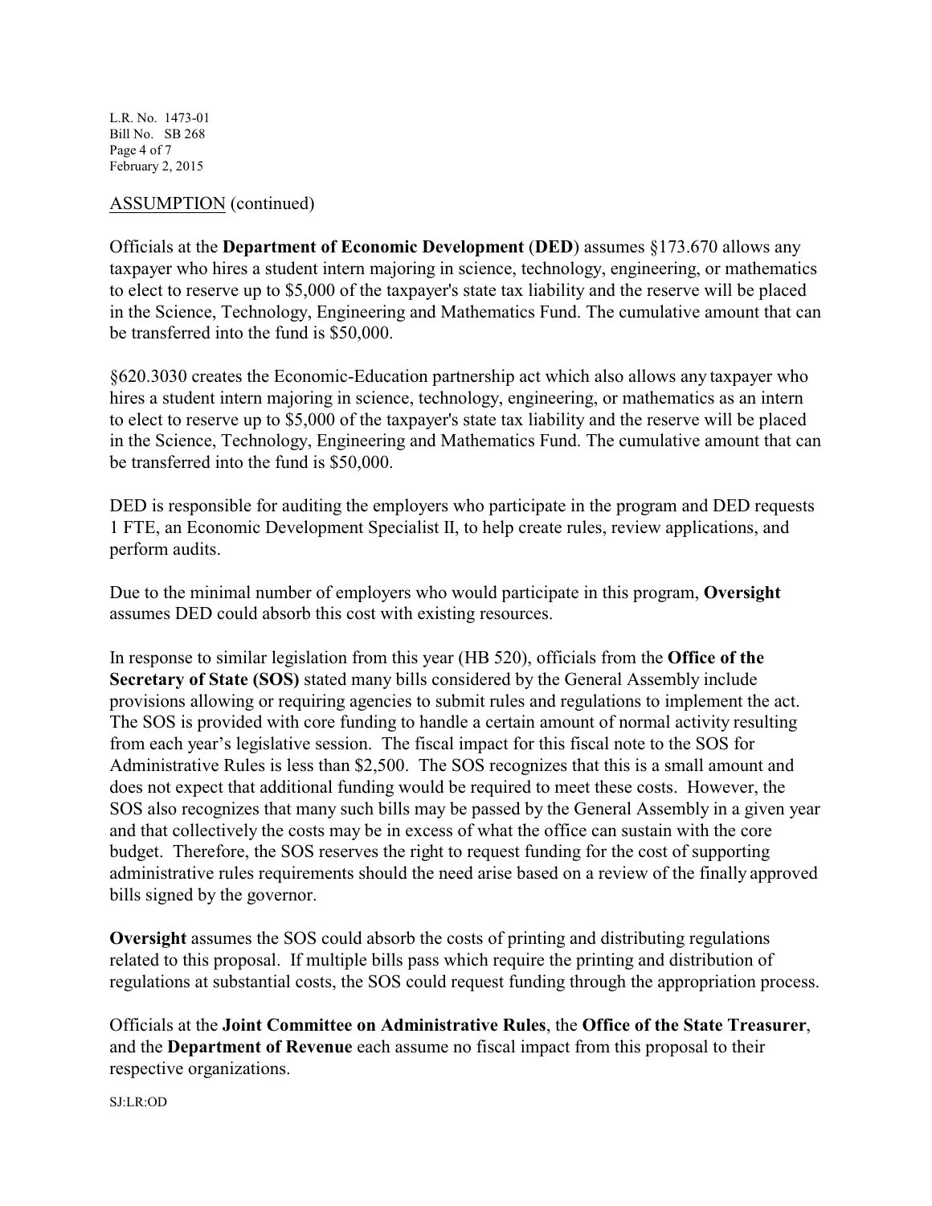ASSUMPTION (continued)

Officials at the **Department of Economic Development** (**DED**) assumes §173.670 allows any taxpayer who hires a student intern majoring in science, technology, engineering, or mathematics to elect to reserve up to $5,000 of the taxpayer's state tax liability and the reserve will be placed in the Science, Technology, Engineering and Mathematics Fund. The cumulative amount that can be transferred into the fund is $50,000.

§620.3030 creates the Economic-Education partnership act which also allows any taxpayer who hires a student intern majoring in science, technology, engineering, or mathematics as an intern to elect to reserve up to $5,000 of the taxpayer's state tax liability and the reserve will be placed in the Science, Technology, Engineering and Mathematics Fund. The cumulative amount that can be transferred into the fund is $50,000.

DED is responsible for auditing the employers who participate in the program and DED requests 1 FTE, an Economic Development Specialist II, to help create rules, review applications, and perform audits.

Due to the minimal number of employers who would participate in this program, **Oversight** assumes DED could absorb this cost with existing resources.

In response to similar legislation from this year (HB 520), officials from the **Office of the Secretary of State (SOS)** stated many bills considered by the General Assembly include provisions allowing or requiring agencies to submit rules and regulations to implement the act. The SOS is provided with core funding to handle a certain amount of normal activity resulting from each year's legislative session. The fiscal impact for this fiscal note to the SOS for Administrative Rules is less than $2,500. The SOS recognizes that this is a small amount and does not expect that additional funding would be required to meet these costs. However, the SOS also recognizes that many such bills may be passed by the General Assembly in a given year and that collectively the costs may be in excess of what the office can sustain with the core budget. Therefore, the SOS reserves the right to request funding for the cost of supporting administrative rules requirements should the need arise based on a review of the finally approved bills signed by the governor.

**Oversight** assumes the SOS could absorb the costs of printing and distributing regulations related to this proposal. If multiple bills pass which require the printing and distribution of regulations at substantial costs, the SOS could request funding through the appropriation process.

Officials at the **Joint Committee on Administrative Rules**, the **Office of the State Treasurer**, and the **Department of Revenue** each assume no fiscal impact from this proposal to their respective organizations.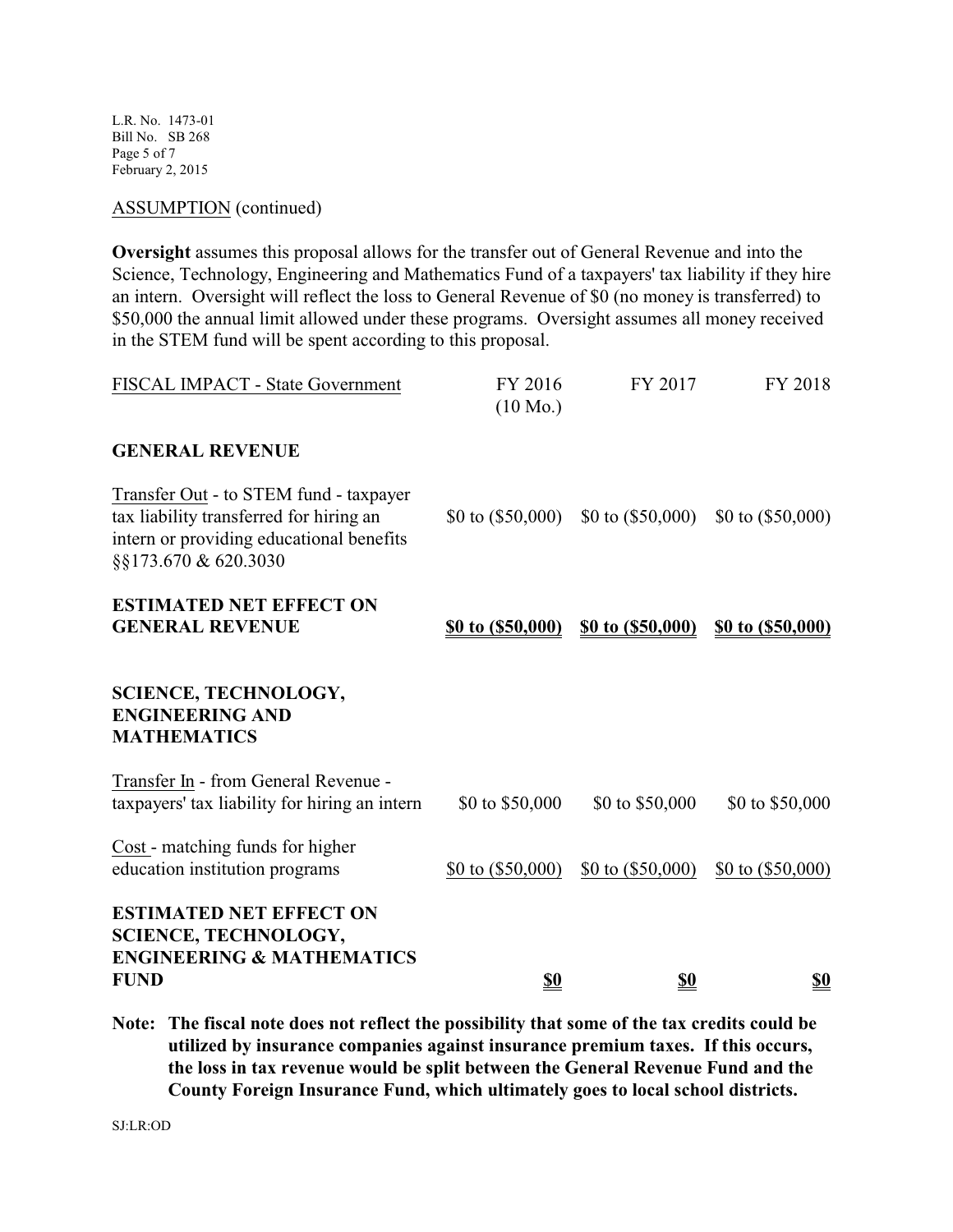ASSUMPTION (continued)

**Oversight** assumes this proposal allows for the transfer out of General Revenue and into the Science, Technology, Engineering and Mathematics Fund of a taxpayers' tax liability if they hire an intern. Oversight will reflect the loss to General Revenue of $0 (no money is transferred) to $50,000 the annual limit allowed under these programs. Oversight assumes all money received in the STEM fund will be spent according to this proposal.

| FISCAL IMPACT - State Government | FY 2016 (10 Mo.) | FY 2017 | FY 2018 |
|---|---|---|---|
| **GENERAL REVENUE** | | | |
| Transfer Out - to STEM fund - taxpayer tax liability transferred for hiring an intern or providing educational benefits §§173.670 & 620.3030 | $0 to ($50,000) | $0 to ($50,000) | $0 to ($50,000) |
| **ESTIMATED NET EFFECT ON GENERAL REVENUE** | **$0 to ($50,000)** | **$0 to ($50,000)** | **$0 to ($50,000)** |
| **SCIENCE, TECHNOLOGY, ENGINEERING AND MATHEMATICS** | | | |
| Transfer In - from General Revenue - taxpayers' tax liability for hiring an intern | $0 to $50,000 | $0 to $50,000 | $0 to $50,000 |
| Cost - matching funds for higher education institution programs | $0 to ($50,000) | $0 to ($50,000) | $0 to ($50,000) |
| **ESTIMATED NET EFFECT ON SCIENCE, TECHNOLOGY, ENGINEERING & MATHEMATICS FUND** | **$0** | **$0** | **$0** |

**Note: The fiscal note does not reflect the possibility that some of the tax credits could be utilized by insurance companies against insurance premium taxes. If this occurs, the loss in tax revenue would be split between the General Revenue Fund and the County Foreign Insurance Fund, which ultimately goes to local school districts.**

SJ:LR:OD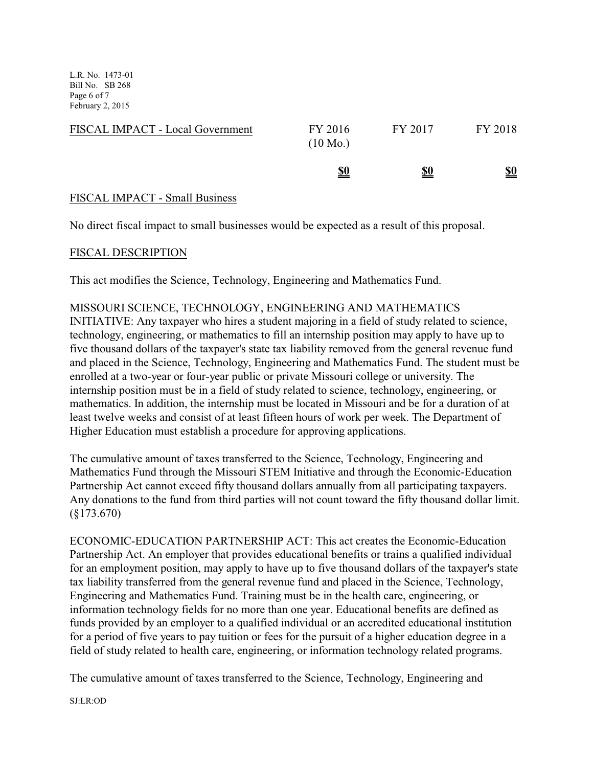| FISCAL IMPACT - Local Government | FY 2016 (10 Mo.) | FY 2017 | FY 2018 |
|---|---|---|---|
| | **$0** | **$0** | **$0** |

FISCAL IMPACT - Small Business

No direct fiscal impact to small businesses would be expected as a result of this proposal.

FISCAL DESCRIPTION

This act modifies the Science, Technology, Engineering and Mathematics Fund.

MISSOURI SCIENCE, TECHNOLOGY, ENGINEERING AND MATHEMATICS INITIATIVE: Any taxpayer who hires a student majoring in a field of study related to science, technology, engineering, or mathematics to fill an internship position may apply to have up to five thousand dollars of the taxpayer's state tax liability removed from the general revenue fund and placed in the Science, Technology, Engineering and Mathematics Fund. The student must be enrolled at a two-year or four-year public or private Missouri college or university. The internship position must be in a field of study related to science, technology, engineering, or mathematics. In addition, the internship must be located in Missouri and be for a duration of at least twelve weeks and consist of at least fifteen hours of work per week. The Department of Higher Education must establish a procedure for approving applications.

The cumulative amount of taxes transferred to the Science, Technology, Engineering and Mathematics Fund through the Missouri STEM Initiative and through the Economic-Education Partnership Act cannot exceed fifty thousand dollars annually from all participating taxpayers. Any donations to the fund from third parties will not count toward the fifty thousand dollar limit. (§173.670)

ECONOMIC-EDUCATION PARTNERSHIP ACT: This act creates the Economic-Education Partnership Act. An employer that provides educational benefits or trains a qualified individual for an employment position, may apply to have up to five thousand dollars of the taxpayer's state tax liability transferred from the general revenue fund and placed in the Science, Technology, Engineering and Mathematics Fund. Training must be in the health care, engineering, or information technology fields for no more than one year. Educational benefits are defined as funds provided by an employer to a qualified individual or an accredited educational institution for a period of five years to pay tuition or fees for the pursuit of a higher education degree in a field of study related to health care, engineering, or information technology related programs.

The cumulative amount of taxes transferred to the Science, Technology, Engineering and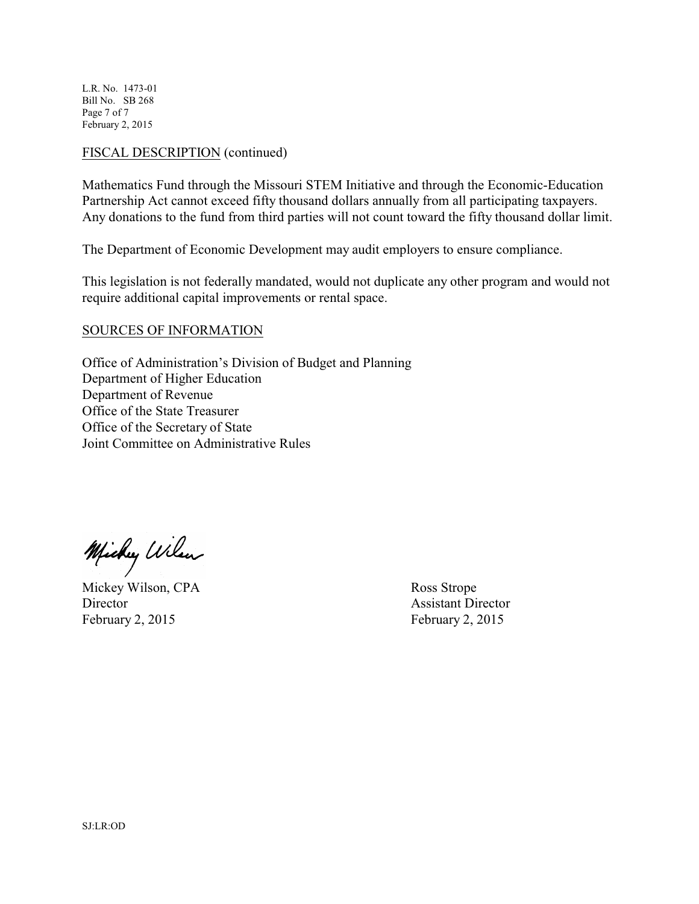FISCAL DESCRIPTION (continued)

Mathematics Fund through the Missouri STEM Initiative and through the Economic-Education Partnership Act cannot exceed fifty thousand dollars annually from all participating taxpayers. Any donations to the fund from third parties will not count toward the fifty thousand dollar limit.

The Department of Economic Development may audit employers to ensure compliance.

This legislation is not federally mandated, would not duplicate any other program and would not require additional capital improvements or rental space.

SOURCES OF INFORMATION

Office of Administration's Division of Budget and Planning
Department of Higher Education
Department of Revenue
Office of the State Treasurer
Office of the Secretary of State
Joint Committee on Administrative Rules

Mickey Wilson, CPA
Director
February 2, 2015

Ross Strope
Assistant Director
February 2, 2015

SJ:LR:OD